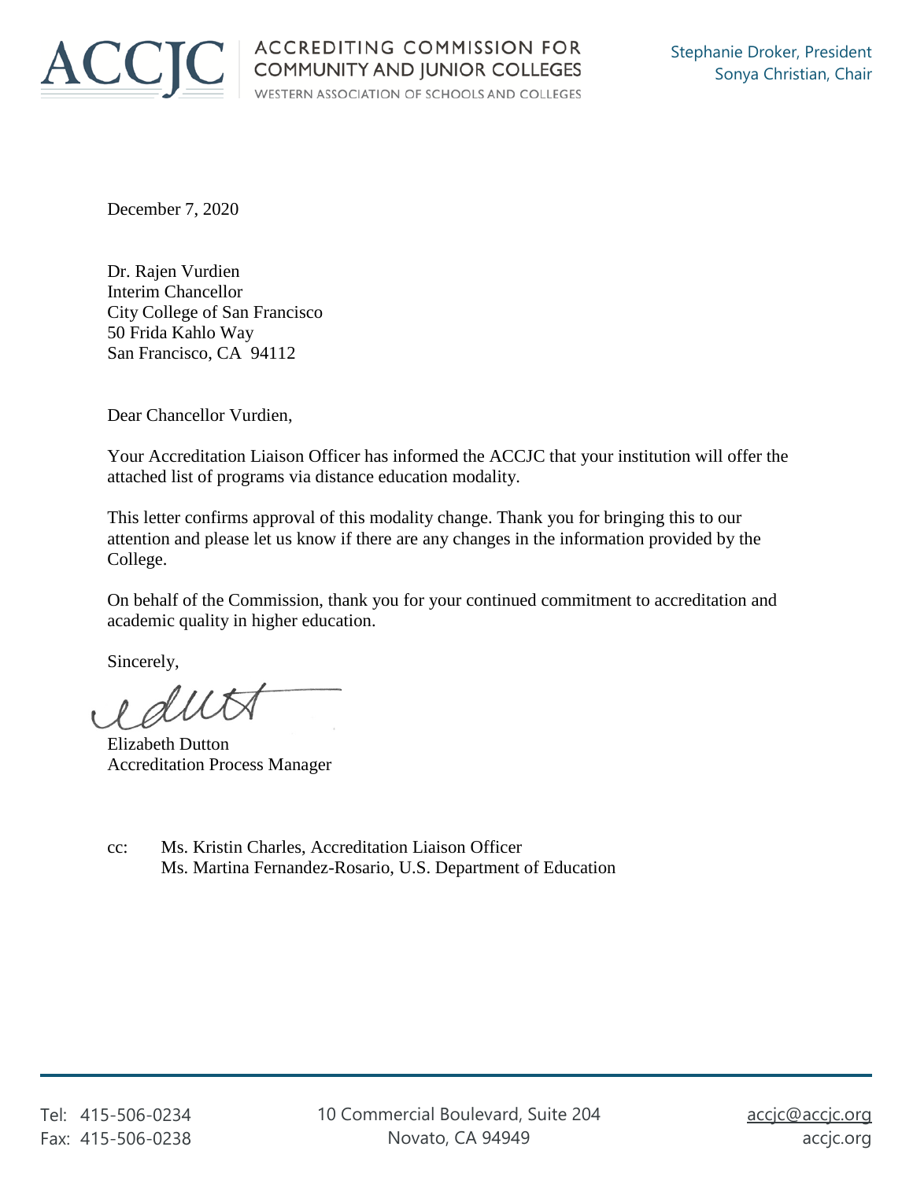ACCJC

ACCREDITING COMMISSION FOR COMMUNITY AND JUNIOR COLLEGES
WESTERN ASSOCIATION OF SCHOOLS AND COLLEGES

Stephanie Droker, President
Sonya Christian, Chair

December 7, 2020

Dr. Rajen Vurdien
Interim Chancellor
City College of San Francisco
50 Frida Kahlo Way
San Francisco, CA 94112

Dear Chancellor Vurdien,

Your Accreditation Liaison Officer has informed the ACCJC that your institution will offer the attached list of programs via distance education modality.

This letter confirms approval of this modality change. Thank you for bringing this to our attention and please let us know if there are any changes in the information provided by the College.

On behalf of the Commission, thank you for your continued commitment to accreditation and academic quality in higher education.

Sincerely,

Elizabeth Dutton
Accreditation Process Manager

cc: Ms. Kristin Charles, Accreditation Liaison Officer
Ms. Martina Fernandez-Rosario, U.S. Department of Education

Tel: 415-506-0234
Fax: 415-506-0238

10 Commercial Boulevard, Suite 204
Novato, CA 94949

accjc@accjc.org
accjc.org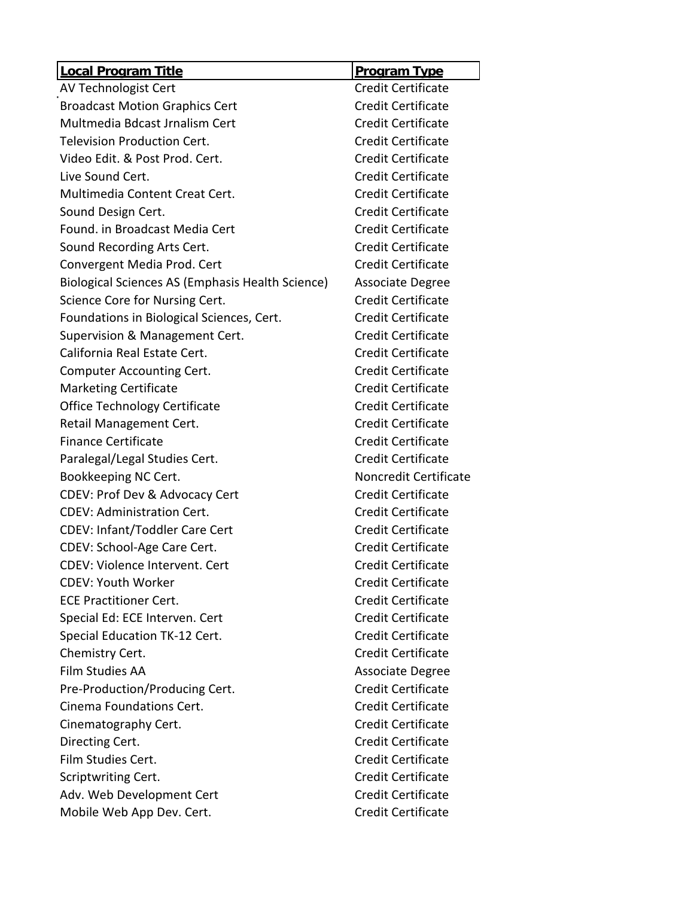| Local Program Title | Program Type |
|---|---|
| AV Technologist Cert | Credit Certificate |
| Broadcast Motion Graphics Cert | Credit Certificate |
| Multmedia Bdcast Jrnalism Cert | Credit Certificate |
| Television Production Cert. | Credit Certificate |
| Video Edit. & Post Prod. Cert. | Credit Certificate |
| Live Sound Cert. | Credit Certificate |
| Multimedia Content Creat Cert. | Credit Certificate |
| Sound Design Cert. | Credit Certificate |
| Found. in Broadcast Media Cert | Credit Certificate |
| Sound Recording Arts Cert. | Credit Certificate |
| Convergent Media Prod. Cert | Credit Certificate |
| Biological Sciences AS (Emphasis Health Science) | Associate Degree |
| Science Core for Nursing Cert. | Credit Certificate |
| Foundations in Biological Sciences, Cert. | Credit Certificate |
| Supervision & Management Cert. | Credit Certificate |
| California Real Estate Cert. | Credit Certificate |
| Computer Accounting Cert. | Credit Certificate |
| Marketing Certificate | Credit Certificate |
| Office Technology Certificate | Credit Certificate |
| Retail Management Cert. | Credit Certificate |
| Finance Certificate | Credit Certificate |
| Paralegal/Legal Studies Cert. | Credit Certificate |
| Bookkeeping NC Cert. | Noncredit Certificate |
| CDEV: Prof Dev & Advocacy Cert | Credit Certificate |
| CDEV: Administration Cert. | Credit Certificate |
| CDEV: Infant/Toddler Care Cert | Credit Certificate |
| CDEV: School-Age Care Cert. | Credit Certificate |
| CDEV: Violence Intervent. Cert | Credit Certificate |
| CDEV: Youth Worker | Credit Certificate |
| ECE Practitioner Cert. | Credit Certificate |
| Special Ed: ECE Interven. Cert | Credit Certificate |
| Special Education TK-12 Cert. | Credit Certificate |
| Chemistry Cert. | Credit Certificate |
| Film Studies AA | Associate Degree |
| Pre-Production/Producing Cert. | Credit Certificate |
| Cinema Foundations Cert. | Credit Certificate |
| Cinematography Cert. | Credit Certificate |
| Directing Cert. | Credit Certificate |
| Film Studies Cert. | Credit Certificate |
| Scriptwriting Cert. | Credit Certificate |
| Adv. Web Development Cert | Credit Certificate |
| Mobile Web App Dev. Cert. | Credit Certificate |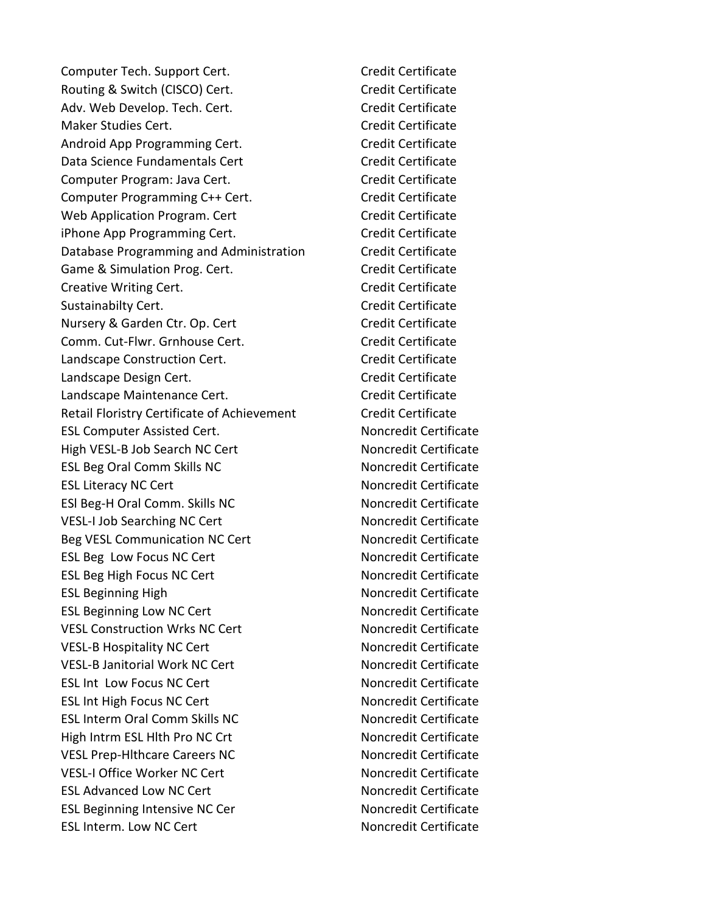| | |
|---|---|
| Computer Tech. Support Cert. | Credit Certificate |
| Routing & Switch (CISCO) Cert. | Credit Certificate |
| Adv. Web Develop. Tech. Cert. | Credit Certificate |
| Maker Studies Cert. | Credit Certificate |
| Android App Programming Cert. | Credit Certificate |
| Data Science Fundamentals Cert | Credit Certificate |
| Computer Program: Java Cert. | Credit Certificate |
| Computer Programming C++ Cert. | Credit Certificate |
| Web Application Program. Cert | Credit Certificate |
| iPhone App Programming Cert. | Credit Certificate |
| Database Programming and Administration | Credit Certificate |
| Game & Simulation Prog. Cert. | Credit Certificate |
| Creative Writing Cert. | Credit Certificate |
| Sustainabilty Cert. | Credit Certificate |
| Nursery & Garden Ctr. Op. Cert | Credit Certificate |
| Comm. Cut-Flwr. Grnhouse Cert. | Credit Certificate |
| Landscape Construction Cert. | Credit Certificate |
| Landscape Design Cert. | Credit Certificate |
| Landscape Maintenance Cert. | Credit Certificate |
| Retail Floristry Certificate of Achievement | Credit Certificate |
| ESL Computer Assisted Cert. | Noncredit Certificate |
| High VESL-B Job Search NC Cert | Noncredit Certificate |
| ESL Beg Oral Comm Skills NC | Noncredit Certificate |
| ESL Literacy NC Cert | Noncredit Certificate |
| ESl Beg-H Oral Comm. Skills NC | Noncredit Certificate |
| VESL-I Job Searching NC Cert | Noncredit Certificate |
| Beg VESL Communication NC Cert | Noncredit Certificate |
| ESL Beg Low Focus NC Cert | Noncredit Certificate |
| ESL Beg High Focus NC Cert | Noncredit Certificate |
| ESL Beginning High | Noncredit Certificate |
| ESL Beginning Low NC Cert | Noncredit Certificate |
| VESL Construction Wrks NC Cert | Noncredit Certificate |
| VESL-B Hospitality NC Cert | Noncredit Certificate |
| VESL-B Janitorial Work NC Cert | Noncredit Certificate |
| ESL Int Low Focus NC Cert | Noncredit Certificate |
| ESL Int High Focus NC Cert | Noncredit Certificate |
| ESL Interm Oral Comm Skills NC | Noncredit Certificate |
| High Intrm ESL Hlth Pro NC Crt | Noncredit Certificate |
| VESL Prep-Hlthcare Careers NC | Noncredit Certificate |
| VESL-I Office Worker NC Cert | Noncredit Certificate |
| ESL Advanced Low NC Cert | Noncredit Certificate |
| ESL Beginning Intensive NC Cer | Noncredit Certificate |
| ESL Interm. Low NC Cert | Noncredit Certificate |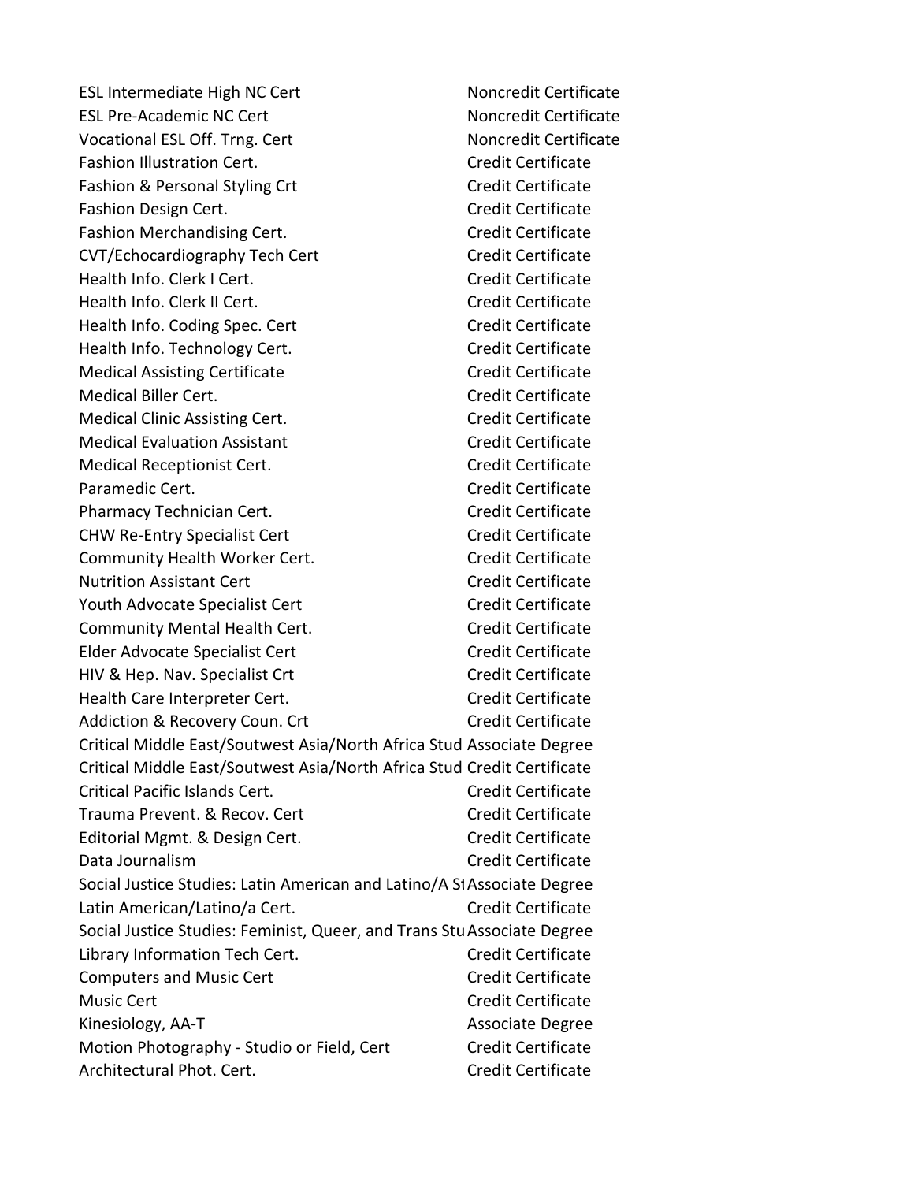| | |
|---|---|
| ESL Intermediate High NC Cert | Noncredit Certificate |
| ESL Pre-Academic NC Cert | Noncredit Certificate |
| Vocational ESL Off. Trng. Cert | Noncredit Certificate |
| Fashion Illustration Cert. | Credit Certificate |
| Fashion & Personal Styling Crt | Credit Certificate |
| Fashion Design Cert. | Credit Certificate |
| Fashion Merchandising Cert. | Credit Certificate |
| CVT/Echocardiography Tech Cert | Credit Certificate |
| Health Info. Clerk I Cert. | Credit Certificate |
| Health Info. Clerk II Cert. | Credit Certificate |
| Health Info. Coding Spec. Cert | Credit Certificate |
| Health Info. Technology Cert. | Credit Certificate |
| Medical Assisting Certificate | Credit Certificate |
| Medical Biller Cert. | Credit Certificate |
| Medical Clinic Assisting Cert. | Credit Certificate |
| Medical Evaluation Assistant | Credit Certificate |
| Medical Receptionist Cert. | Credit Certificate |
| Paramedic Cert. | Credit Certificate |
| Pharmacy Technician Cert. | Credit Certificate |
| CHW Re-Entry Specialist Cert | Credit Certificate |
| Community Health Worker Cert. | Credit Certificate |
| Nutrition Assistant Cert | Credit Certificate |
| Youth Advocate Specialist Cert | Credit Certificate |
| Community Mental Health Cert. | Credit Certificate |
| Elder Advocate Specialist Cert | Credit Certificate |
| HIV & Hep. Nav. Specialist Crt | Credit Certificate |
| Health Care Interpreter Cert. | Credit Certificate |
| Addiction & Recovery Coun. Crt | Credit Certificate |
| Critical Middle East/Soutwest Asia/North Africa Stud | Associate Degree |
| Critical Middle East/Soutwest Asia/North Africa Stud | Credit Certificate |
| Critical Pacific Islands Cert. | Credit Certificate |
| Trauma Prevent. & Recov. Cert | Credit Certificate |
| Editorial Mgmt. & Design Cert. | Credit Certificate |
| Data Journalism | Credit Certificate |
| Social Justice Studies: Latin American and Latino/A St | Associate Degree |
| Latin American/Latino/a Cert. | Credit Certificate |
| Social Justice Studies: Feminist, Queer, and Trans Stu | Associate Degree |
| Library Information Tech Cert. | Credit Certificate |
| Computers and Music Cert | Credit Certificate |
| Music Cert | Credit Certificate |
| Kinesiology, AA-T | Associate Degree |
| Motion Photography - Studio or Field, Cert | Credit Certificate |
| Architectural Phot. Cert. | Credit Certificate |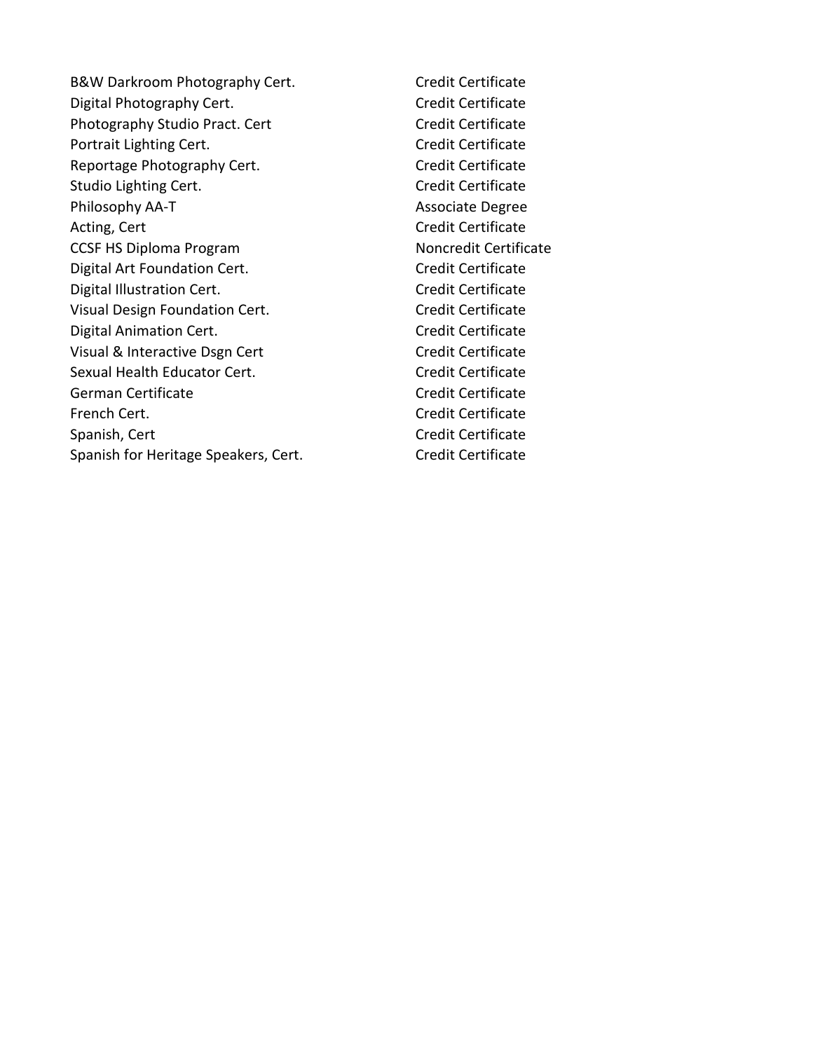| | |
|---|---|
| B&W Darkroom Photography Cert. | Credit Certificate |
| Digital Photography Cert. | Credit Certificate |
| Photography Studio Pract. Cert | Credit Certificate |
| Portrait Lighting Cert. | Credit Certificate |
| Reportage Photography Cert. | Credit Certificate |
| Studio Lighting Cert. | Credit Certificate |
| Philosophy AA-T | Associate Degree |
| Acting, Cert | Credit Certificate |
| CCSF HS Diploma Program | Noncredit Certificate |
| Digital Art Foundation Cert. | Credit Certificate |
| Digital Illustration Cert. | Credit Certificate |
| Visual Design Foundation Cert. | Credit Certificate |
| Digital Animation Cert. | Credit Certificate |
| Visual & Interactive Dsgn Cert | Credit Certificate |
| Sexual Health Educator Cert. | Credit Certificate |
| German Certificate | Credit Certificate |
| French Cert. | Credit Certificate |
| Spanish, Cert | Credit Certificate |
| Spanish for Heritage Speakers, Cert. | Credit Certificate |